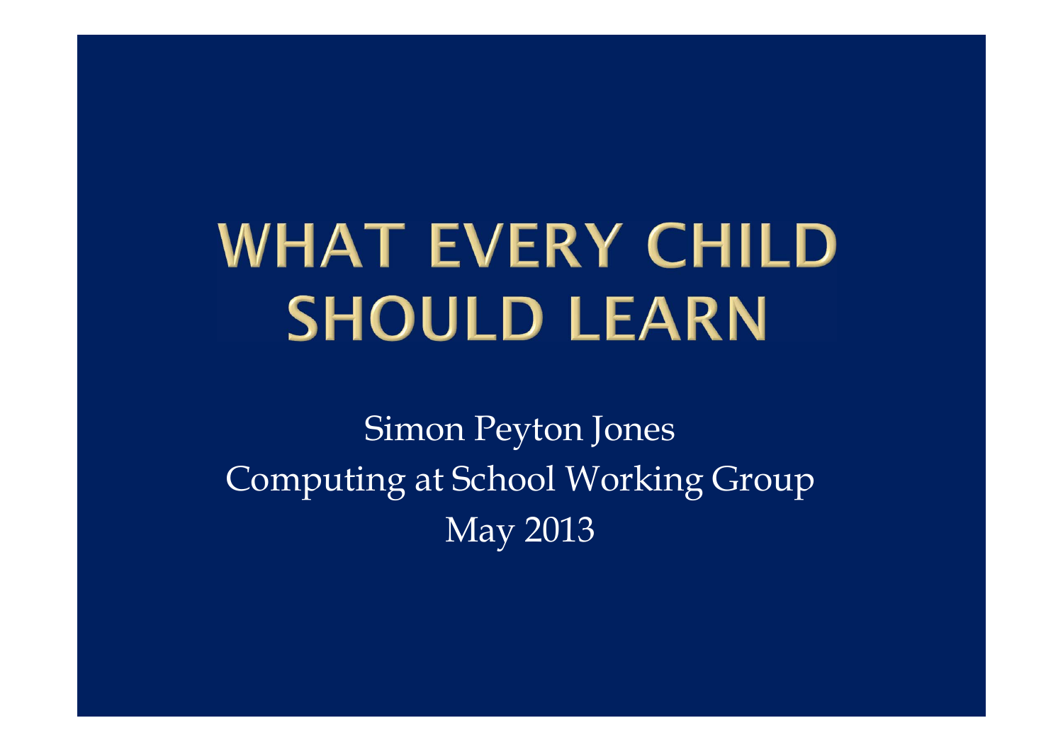# WHAT EVERY CHILD SHOULD LEARN

Simon Peyton Jones

Computing at School Working Group

May 2013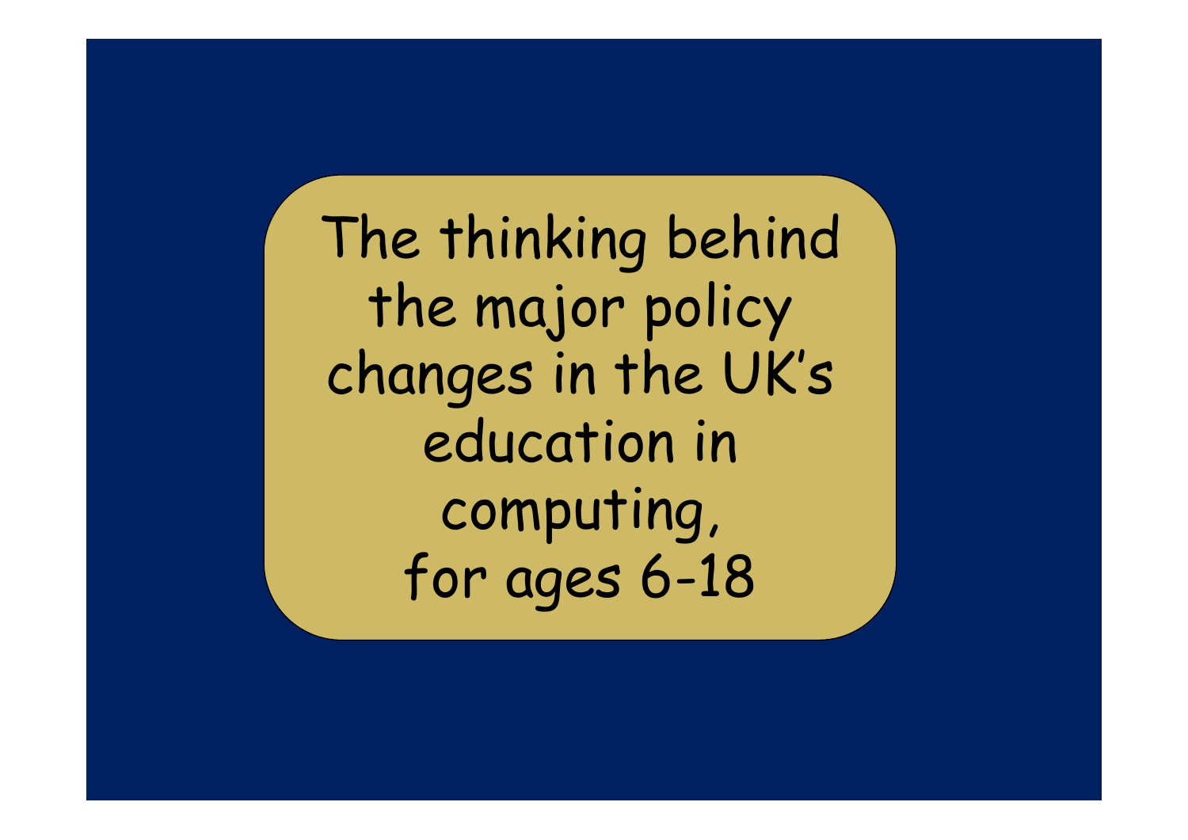The thinking behind the major policy changes in the UK's education in computing, for ages 6-18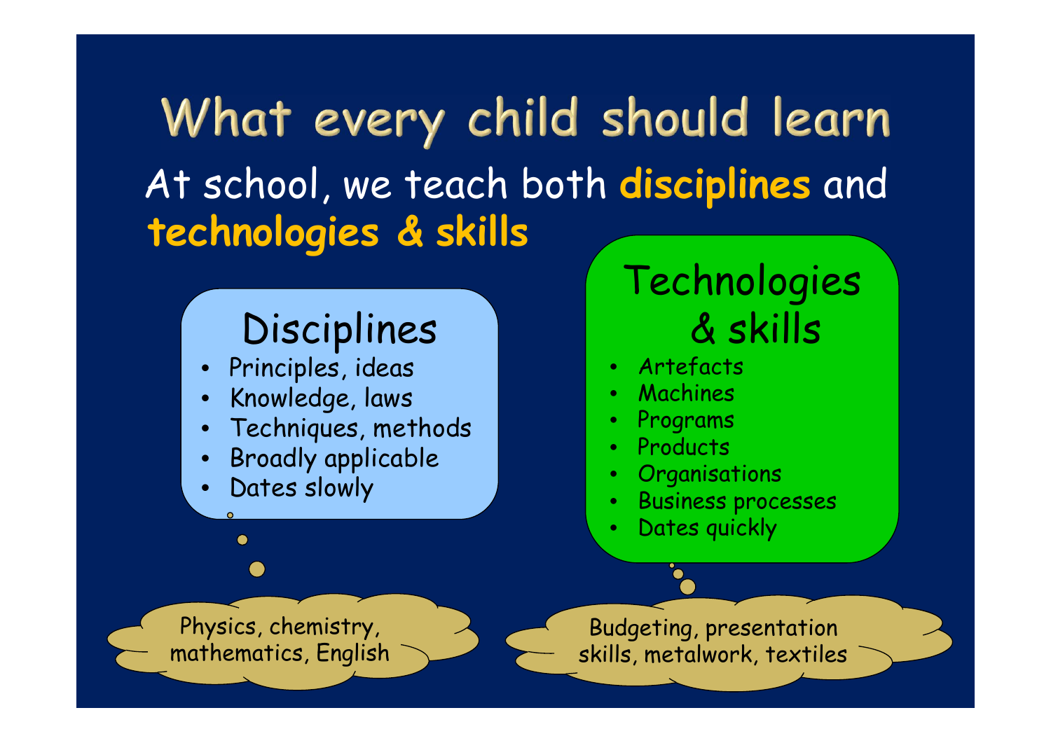# What every child should learn

At school, we teach both **disciplines** and **technologies & skills**

## Disciplines

- Principles, ideas
- Knowledge, laws
- Techniques, methods
- Broadly applicable
- Dates slowly

Physics, chemistry, mathematics, English

## Technologies & skills

- Artefacts
- Machines
- Programs
- Products
- Organisations
- Business processes
- Dates quickly

Budgeting, presentation skills, metalwork, textiles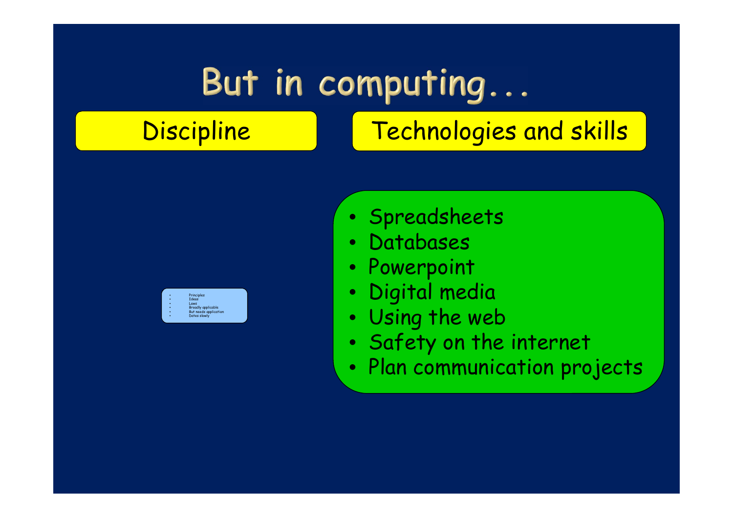# But in computing...

## Discipline

- Principles
- Ideas
- Laws
- Broadly applicable
- But needs application
- Dates slowly

## Technologies and skills

- Spreadsheets
- Databases
- Powerpoint
- Digital media
- Using the web
- Safety on the internet
- Plan communication projects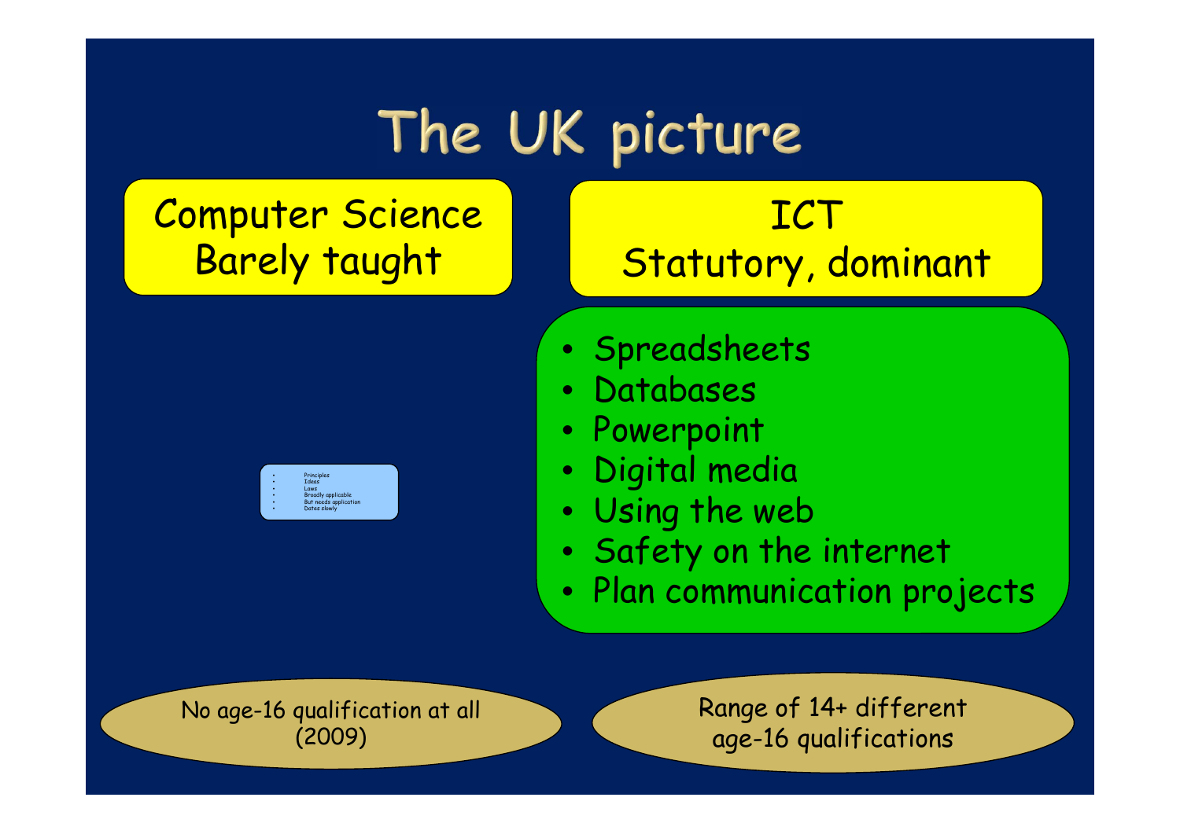# The UK picture

**Computer Science**
Barely taught

- Principles
- Ideas
- Laws
- Broadly applicable
- But needs application
- Dates slowly

No age-16 qualification at all (2009)

**ICT**
Statutory, dominant

- Spreadsheets
- Databases
- Powerpoint
- Digital media
- Using the web
- Safety on the internet
- Plan communication projects

Range of 14+ different age-16 qualifications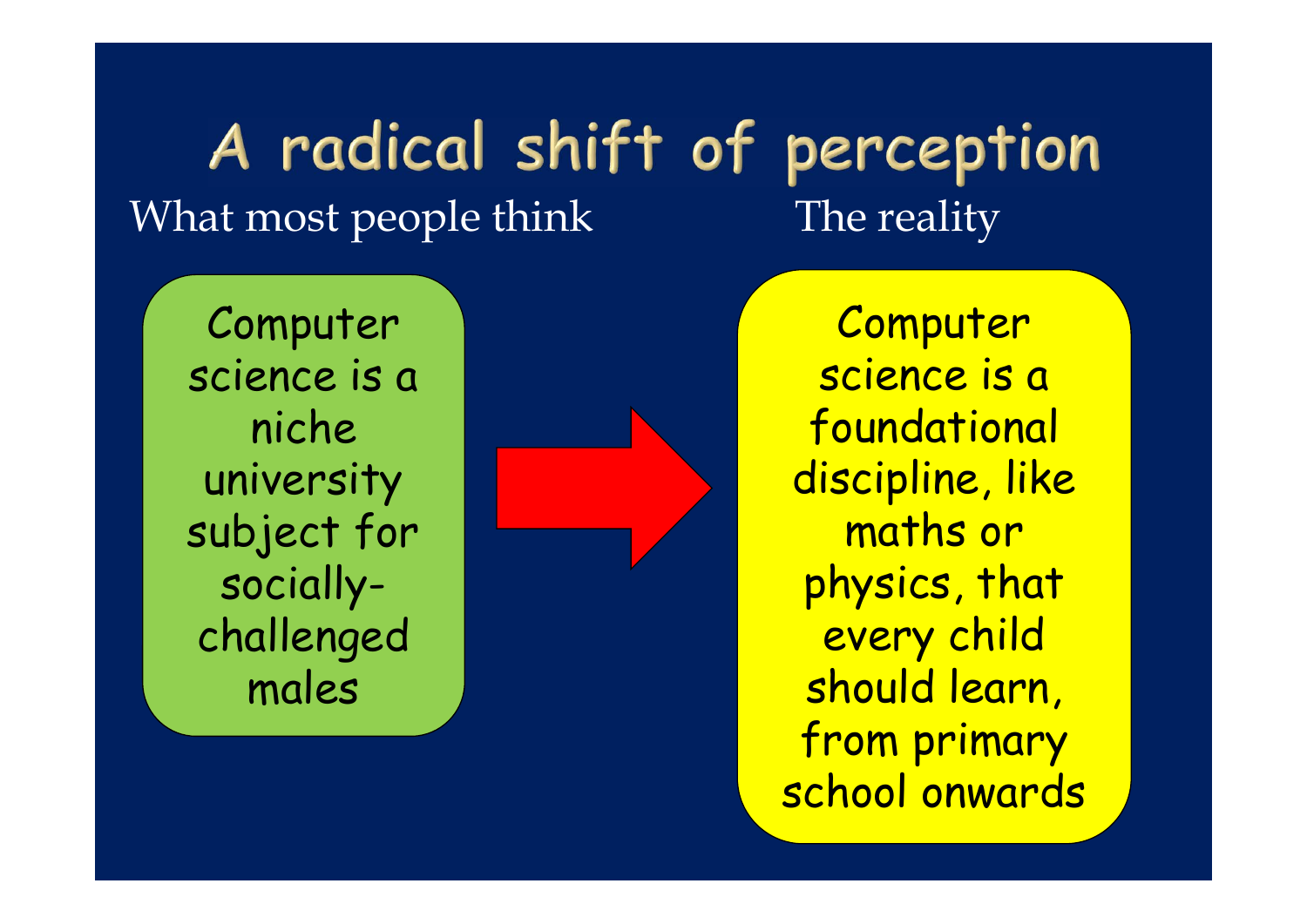# A radical shift of perception

| What most people think | | The reality |
| --- | --- | --- |
| Computer science is a niche university subject for socially-challenged males | → | Computer science is a foundational discipline, like maths or physics, that every child should learn, from primary school onwards |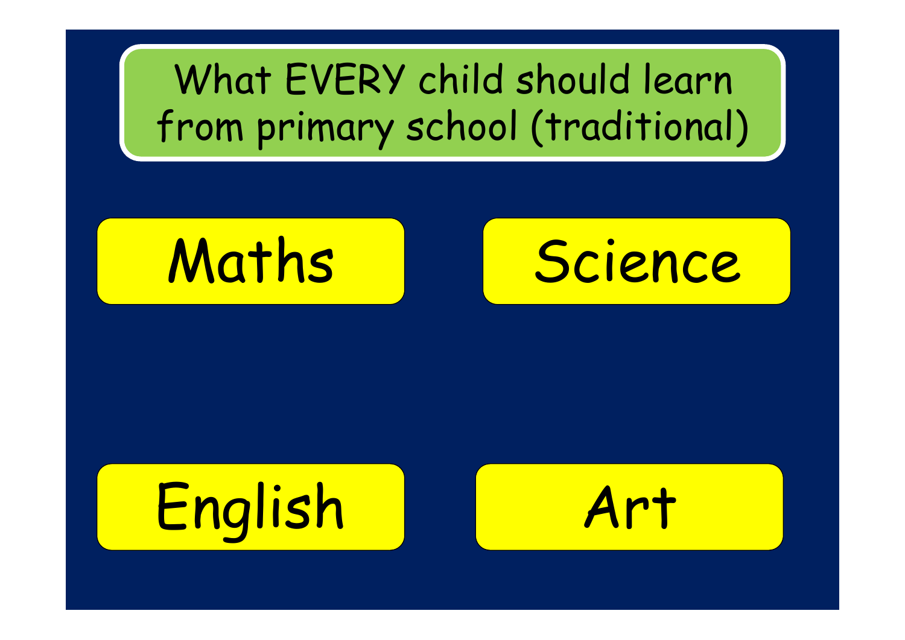# What EVERY child should learn from primary school (traditional)

- Maths
- Science
- English
- Art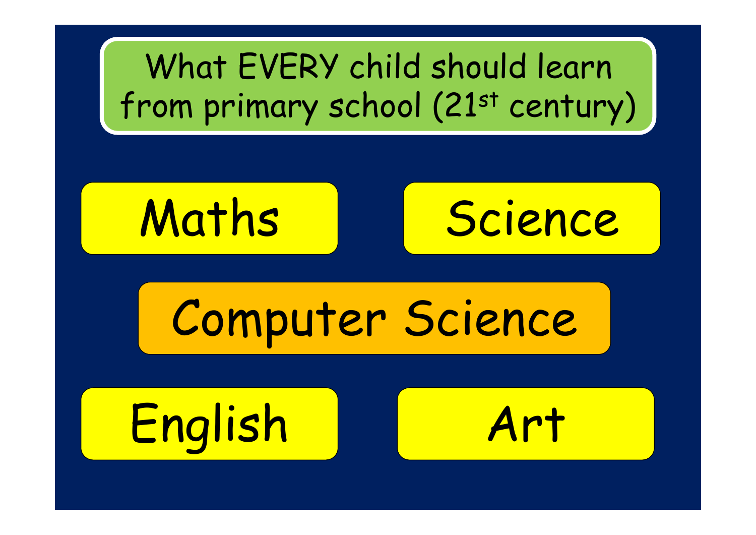# What EVERY child should learn from primary school (21st century)

- Maths
- Science
- Computer Science
- English
- Art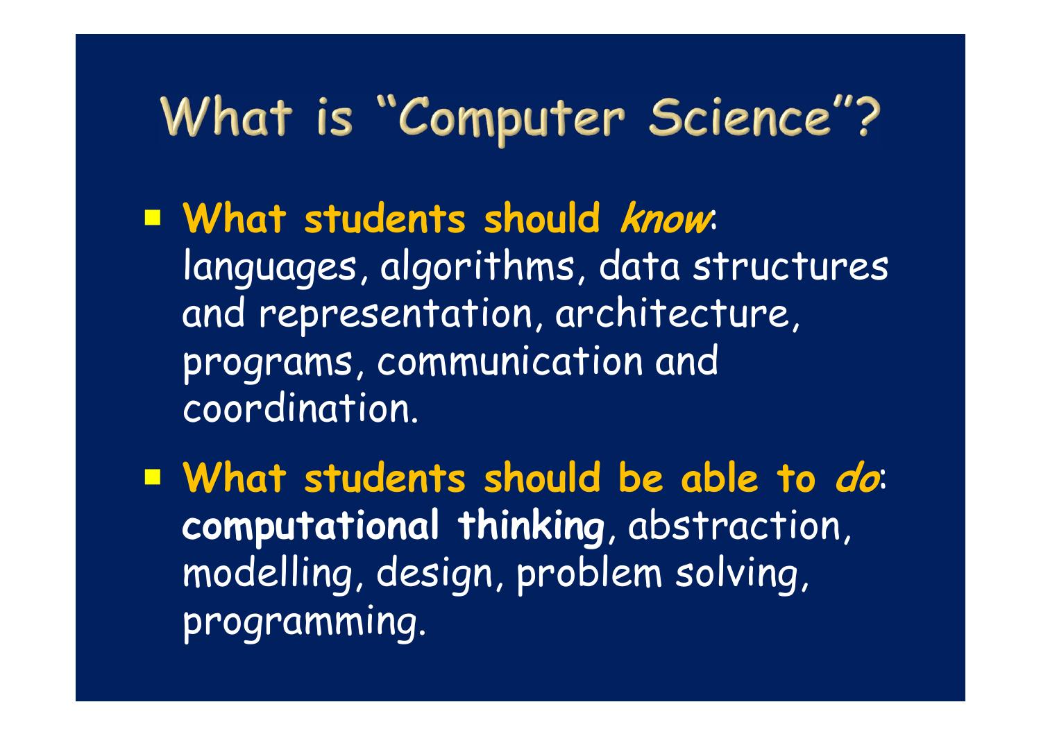# What is "Computer Science"?

- **What students should *know***: languages, algorithms, data structures and representation, architecture, programs, communication and coordination.

- **What students should be able to *do***: **computational thinking**, abstraction, modelling, design, problem solving, programming.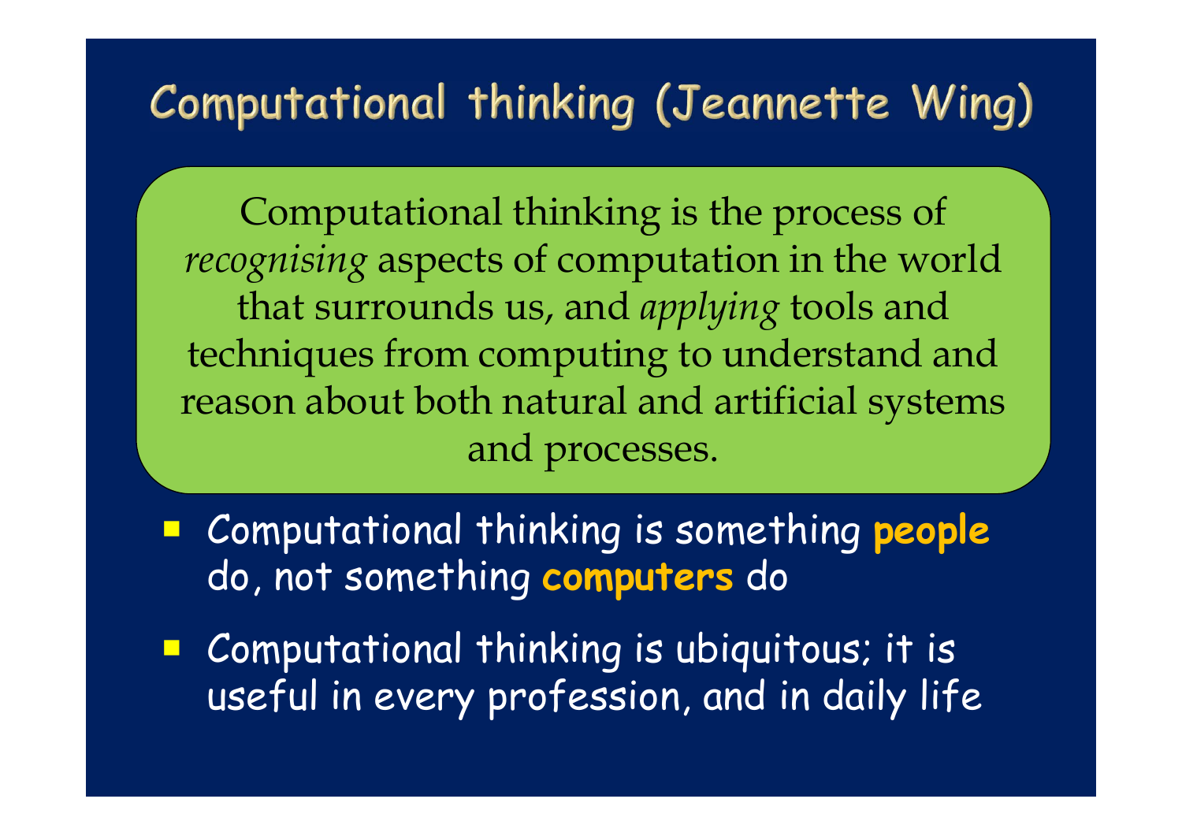# Computational thinking (Jeannette Wing)

Computational thinking is the process of *recognising* aspects of computation in the world that surrounds us, and *applying* tools and techniques from computing to understand and reason about both natural and artificial systems and processes.

- Computational thinking is something **people** do, not something **computers** do
- Computational thinking is ubiquitous; it is useful in every profession, and in daily life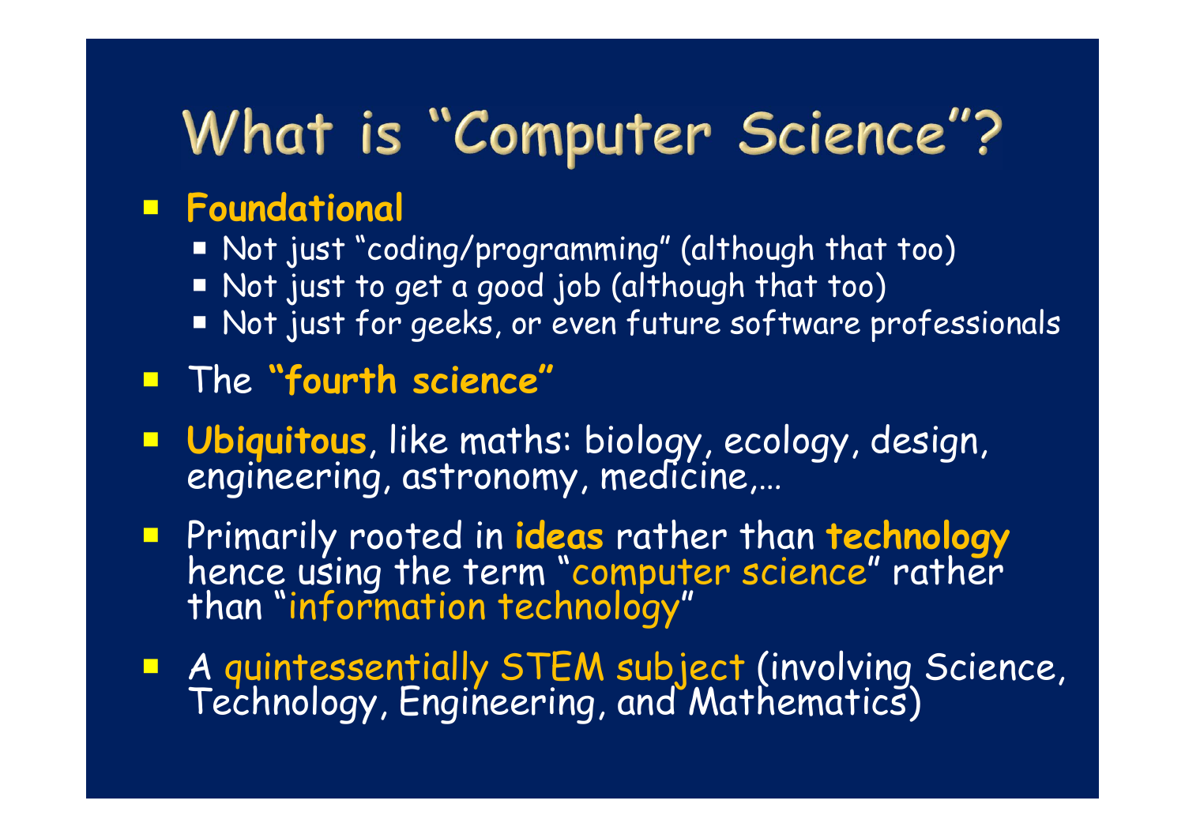# What is "Computer Science"?

- **Foundational**
  - Not just "coding/programming" (although that too)
  - Not just to get a good job (although that too)
  - Not just for geeks, or even future software professionals
- The **"fourth science"**
- **Ubiquitous**, like maths: biology, ecology, design, engineering, astronomy, medicine,…
- Primarily rooted in **ideas** rather than **technology** hence using the term "computer science" rather than "information technology"
- A quintessentially STEM subject (involving Science, Technology, Engineering, and Mathematics)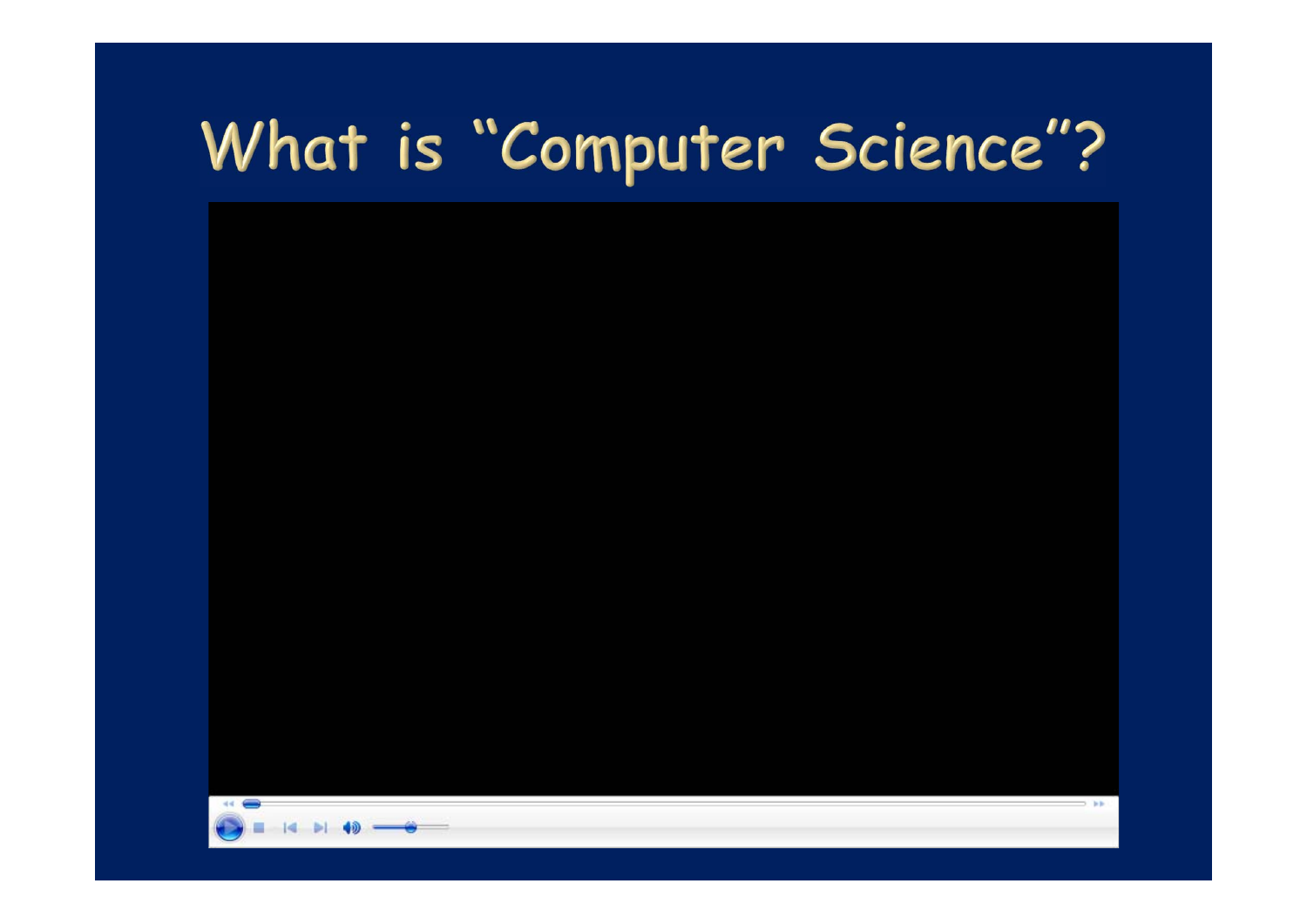# What is "Computer Science"?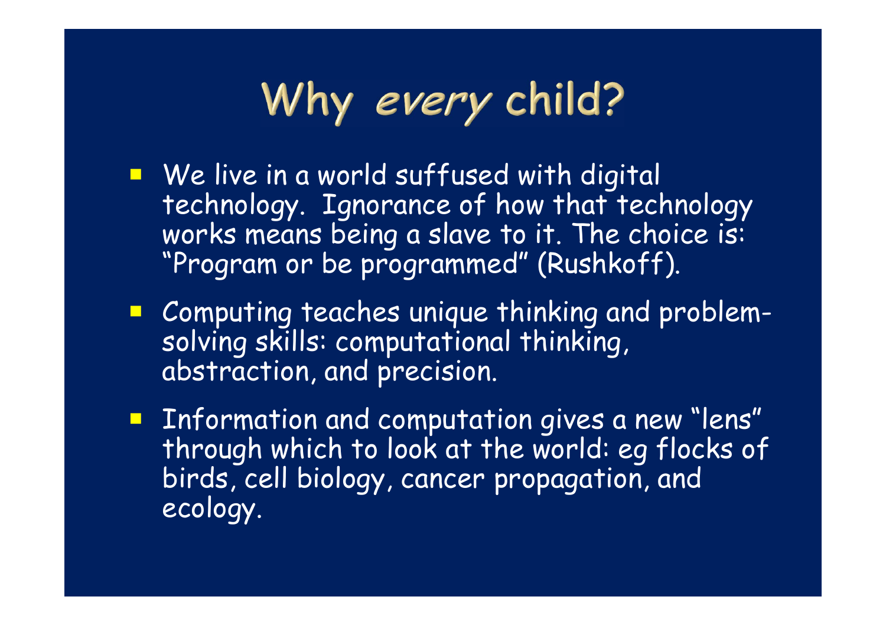# Why *every* child?

- We live in a world suffused with digital technology. Ignorance of how that technology works means being a slave to it. The choice is: "Program or be programmed" (Rushkoff).
- Computing teaches unique thinking and problem-solving skills: computational thinking, abstraction, and precision.
- Information and computation gives a new "lens" through which to look at the world: eg flocks of birds, cell biology, cancer propagation, and ecology.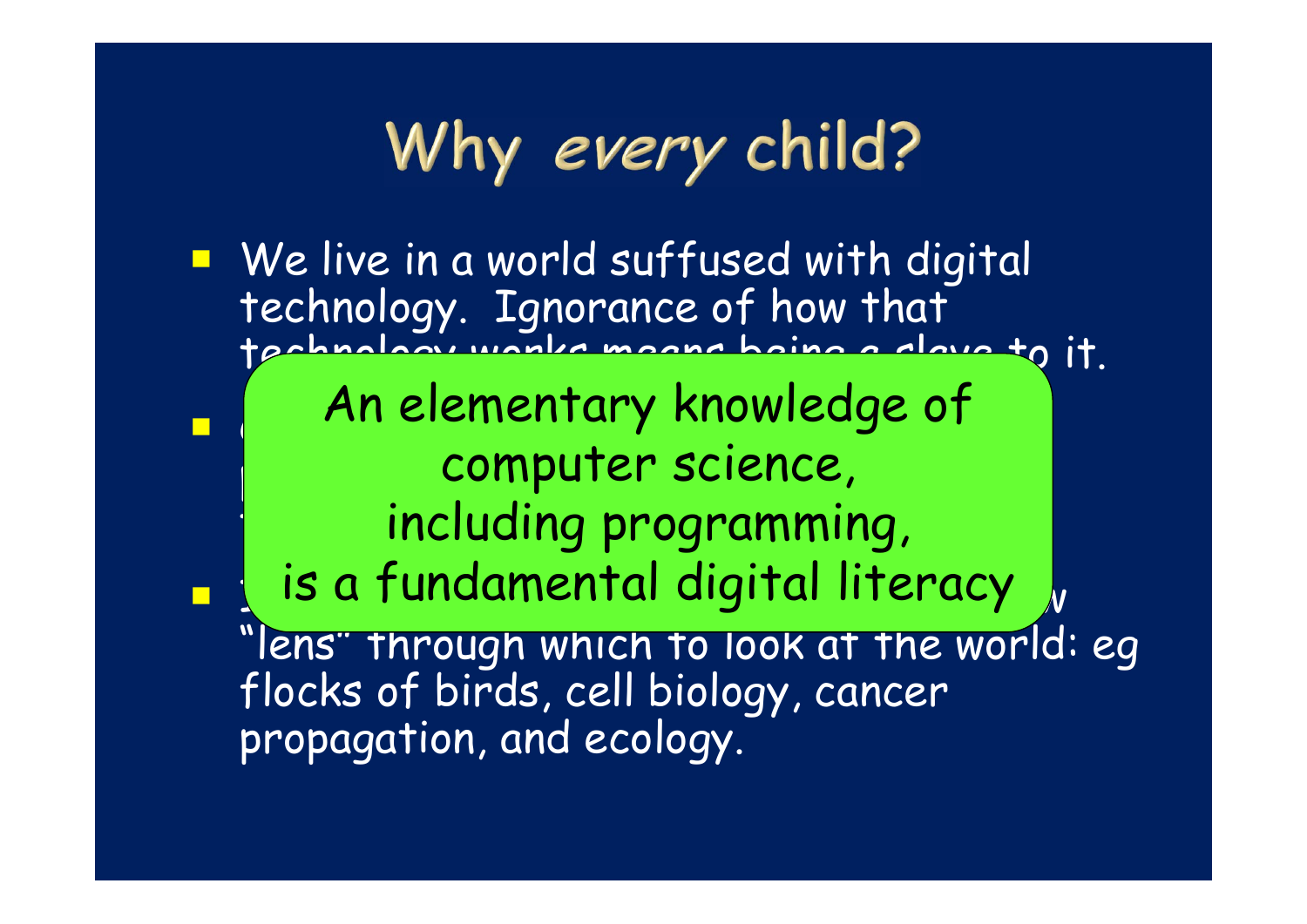# Why *every* child?

- We live in a world suffused with digital technology. Ignorance of how that technology works means being a slave to it.
- 
- "lens" through which to look at the world: eg flocks of birds, cell biology, cancer propagation, and ecology.

An elementary knowledge of computer science, including programming, is a fundamental digital literacy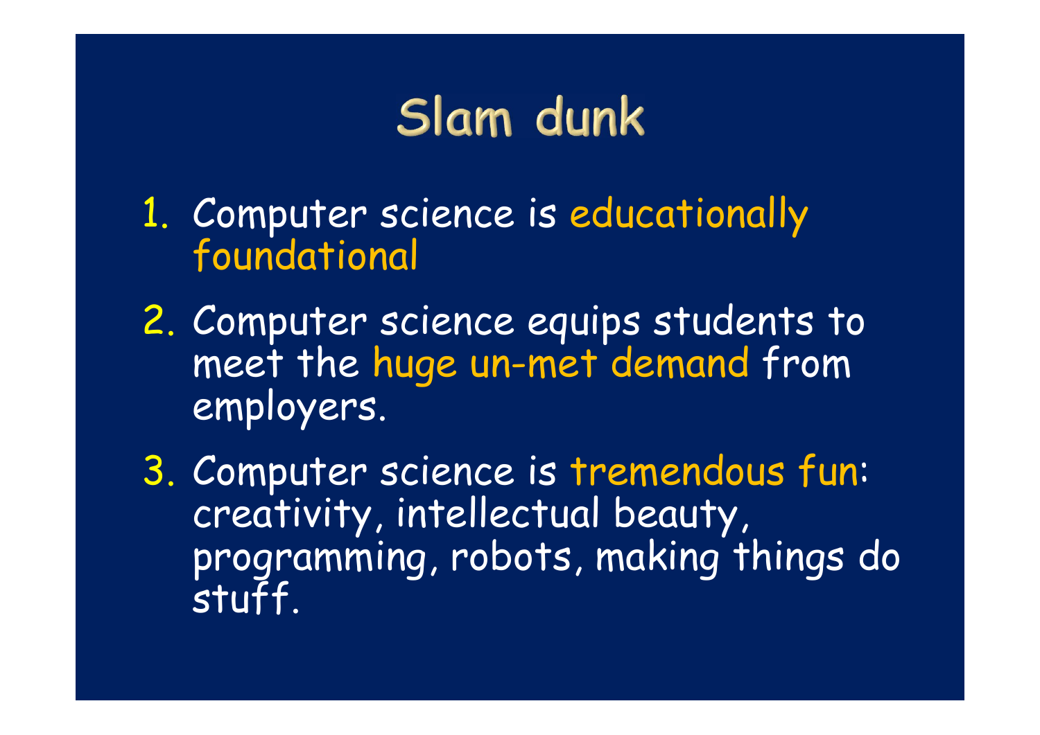# Slam dunk

1. Computer science is educationally foundational
2. Computer science equips students to meet the huge un-met demand from employers.
3. Computer science is tremendous fun: creativity, intellectual beauty, programming, robots, making things do stuff.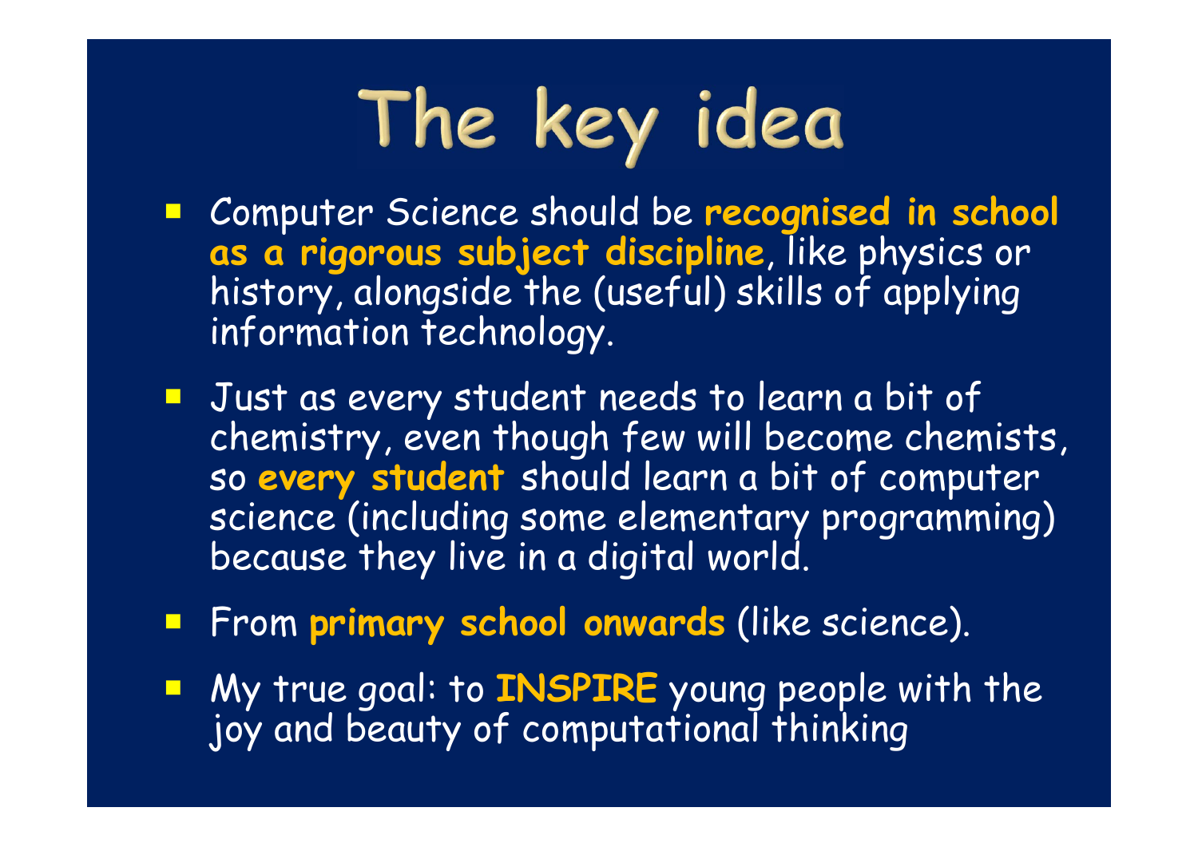# The key idea

- Computer Science should be **recognised in school as a rigorous subject discipline**, like physics or history, alongside the (useful) skills of applying information technology.
- Just as every student needs to learn a bit of chemistry, even though few will become chemists, so **every student** should learn a bit of computer science (including some elementary programming) because they live in a digital world.
- From **primary school onwards** (like science).
- My true goal: to **INSPIRE** young people with the joy and beauty of computational thinking